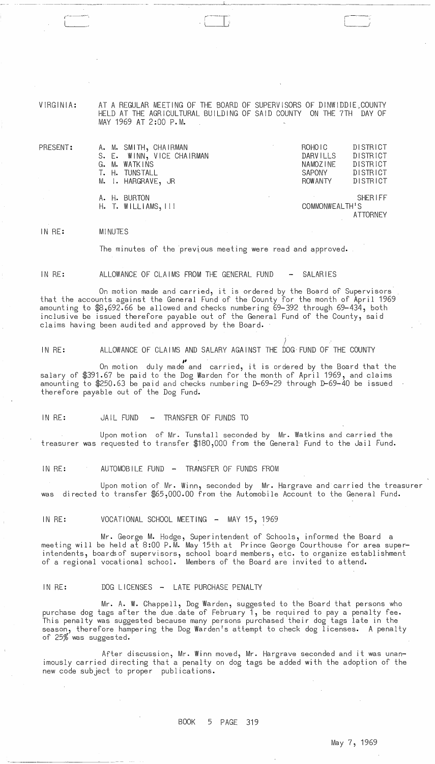VIRGINIA: AT A REGULAR MEETING OF THE BOARD OF SUPERVISORS OF DINWIDDIE COUNTY HELD AT THE AGRICULTURAL BUILDING OF SAID COUNTY ON THE 7TH DAY OF MAY 1969 AT 2:00 P.M.

| PRESENT: | | |
|---|---|---|
| | A. M. SMITH, CHAIRMAN | ROHOIC DISTRICT |
| | S. E. WINN, VICE CHAIRMAN | DARVILLS DISTRICT |
| | G. M. WATKINS | NAMOZINE DISTRICT |
| | T. H. TUNSTALL | SAPONY DISTRICT |
| | M. I. HARGRAVE, JR | ROWANTY DISTRICT |
| | A. H. BURTON | SHERIFF |
| | H. T. WILLIAMS, III | COMMONWEALTH'S ATTORNEY |

IN RE: MINUTES

The minutes of the previous meeting were read and approved.

IN RE: ALLOWANCE OF CLAIMS FROM THE GENERAL FUND - SALARIES

On motion made and carried, it is ordered by the Board of Supervisors that the accounts against the General Fund of the County for the month of April 1969 amounting to $8,692.66 be allowed and checks numbering 69-392 through 69-434, both inclusive be issued therefore payable out of the General Fund of the County, said claims having been audited and approved by the Board.

IN RE: ALLOWANCE OF CLAIMS AND SALARY AGAINST THE DOG FUND OF THE COUNTY

On motion duly made and carried, it is ordered by the Board that the salary of $391.67 be paid to the Dog Warden for the month of April 1969, and claims amounting to $250.63 be paid and checks numbering D-69-29 through D-69-40 be issued therefore payable out of the Dog Fund.

IN RE: JAIL FUND - TRANSFER OF FUNDS TO

Upon motion of Mr. Tunstall seconded by Mr. Watkins and carried the treasurer was requested to transfer $180,000 from the General Fund to the Jail Fund.

IN RE: AUTOMOBILE FUND - TRANSFER OF FUNDS FROM

Upon motion of Mr. Winn, seconded by Mr. Hargrave and carried the treasurer was directed to transfer $65,000.00 from the Automobile Account to the General Fund.

IN RE: VOCATIONAL SCHOOL MEETING - MAY 15, 1969

Mr. George M. Hodge, Superintendent of Schools, informed the Board a meeting will be held at 8:00 P.M. May 15th at Prince George Courthouse for area superintendents, boards of supervisors, school board members, etc. to organize establishment of a regional vocational school. Members of the Board are invited to attend.

IN RE: DOG LICENSES - LATE PURCHASE PENALTY

Mr. A. W. Chappell, Dog Warden, suggested to the Board that persons who purchase dog tags after the due date of February 1, be required to pay a penalty fee. This penalty was suggested because many persons purchased their dog tags late in the season, therefore hampering the Dog Warden's attempt to check dog licenses. A penalty of 25% was suggested.

After discussion, Mr. Winn moved, Mr. Hargrave seconded and it was unanimously carried directing that a penalty on dog tags be added with the adoption of the new code subject to proper publications.

BOOK 5 PAGE 319

May 7, 1969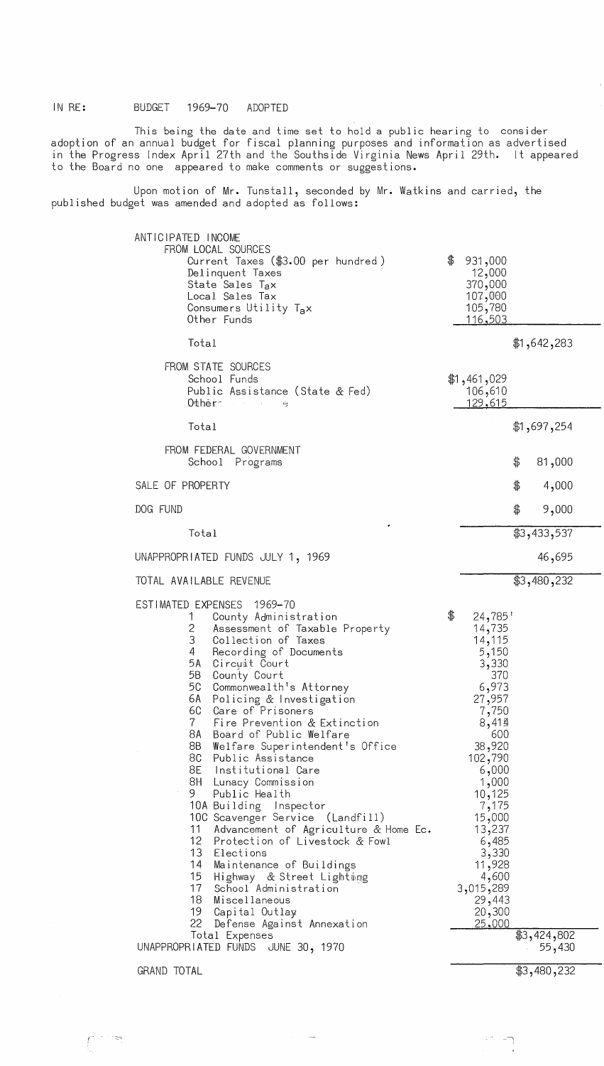IN RE: BUDGET 1969-70 ADOPTED

This being the date and time set to hold a public hearing to consider adoption of an annual budget for fiscal planning purposes and information as advertised in the Progress Index April 27th and the Southside Virginia News April 29th. It appeared to the Board no one appeared to make comments or suggestions.

Upon motion of Mr. Tunstall, seconded by Mr. Watkins and carried, the published budget was amended and adopted as follows:

| | | |
|---|---|---|
| ANTICIPATED INCOME | | |
| FROM LOCAL SOURCES | | |
| Current Taxes ($3.00 per hundred) | $ 931,000 | |
| Delinquent Taxes | 12,000 | |
| State Sales Tax | 370,000 | |
| Local Sales Tax | 107,000 | |
| Consumers Utility Tax | 105,780 | |
| Other Funds | 116,503 | |
| Total | | $1,642,283 |
| FROM STATE SOURCES | | |
| School Funds | $1,461,029 | |
| Public Assistance (State & Fed) | 106,610 | |
| Other | 129,615 | |
| Total | | $1,697,254 |
| FROM FEDERAL GOVERNMENT | | |
| School Programs | | $ 81,000 |
| SALE OF PROPERTY | | $ 4,000 |
| DOG FUND | | $ 9,000 |
| Total | | $3,433,537 |
| UNAPPROPRIATED FUNDS JULY 1, 1969 | | 46,695 |
| TOTAL AVAILABLE REVENUE | | $3,480,232 |
| ESTIMATED EXPENSES 1969-70 | | |
| 1 County Administration | $ 24,785 | |
| 2 Assessment of Taxable Property | 14,735 | |
| 3 Collection of Taxes | 14,115 | |
| 4 Recording of Documents | 5,150 | |
| 5A Circuit Court | 3,330 | |
| 5B County Court | 370 | |
| 5C Commonwealth's Attorney | 6,973 | |
| 6A Policing & Investigation | 27,957 | |
| 6C Care of Prisoners | 7,750 | |
| 7 Fire Prevention & Extinction | 8,414 | |
| 8A Board of Public Welfare | 600 | |
| 8B Welfare Superintendent's Office | 38,920 | |
| 8C Public Assistance | 102,790 | |
| 8E Institutional Care | 6,000 | |
| 8H Lunacy Commission | 1,000 | |
| 9 Public Health | 10,125 | |
| 10A Building Inspector | 7,175 | |
| 10C Scavenger Service (Landfill) | 15,000 | |
| 11 Advancement of Agriculture & Home Ec. | 13,237 | |
| 12 Protection of Livestock & Fowl | 6,485 | |
| 13 Elections | 3,330 | |
| 14 Maintenance of Buildings | 11,928 | |
| 15 Highway & Street Lighting | 4,600 | |
| 17 School Administration | 3,015,289 | |
| 18 Miscellaneous | 29,443 | |
| 19 Capital Outlay | 20,300 | |
| 22 Defense Against Annexation | 25,000 | |
| Total Expenses | | $3,424,802 |
| UNAPPROPRIATED FUNDS JUNE 30, 1970 | | 55,430 |
| GRAND TOTAL | | $3,480,232 |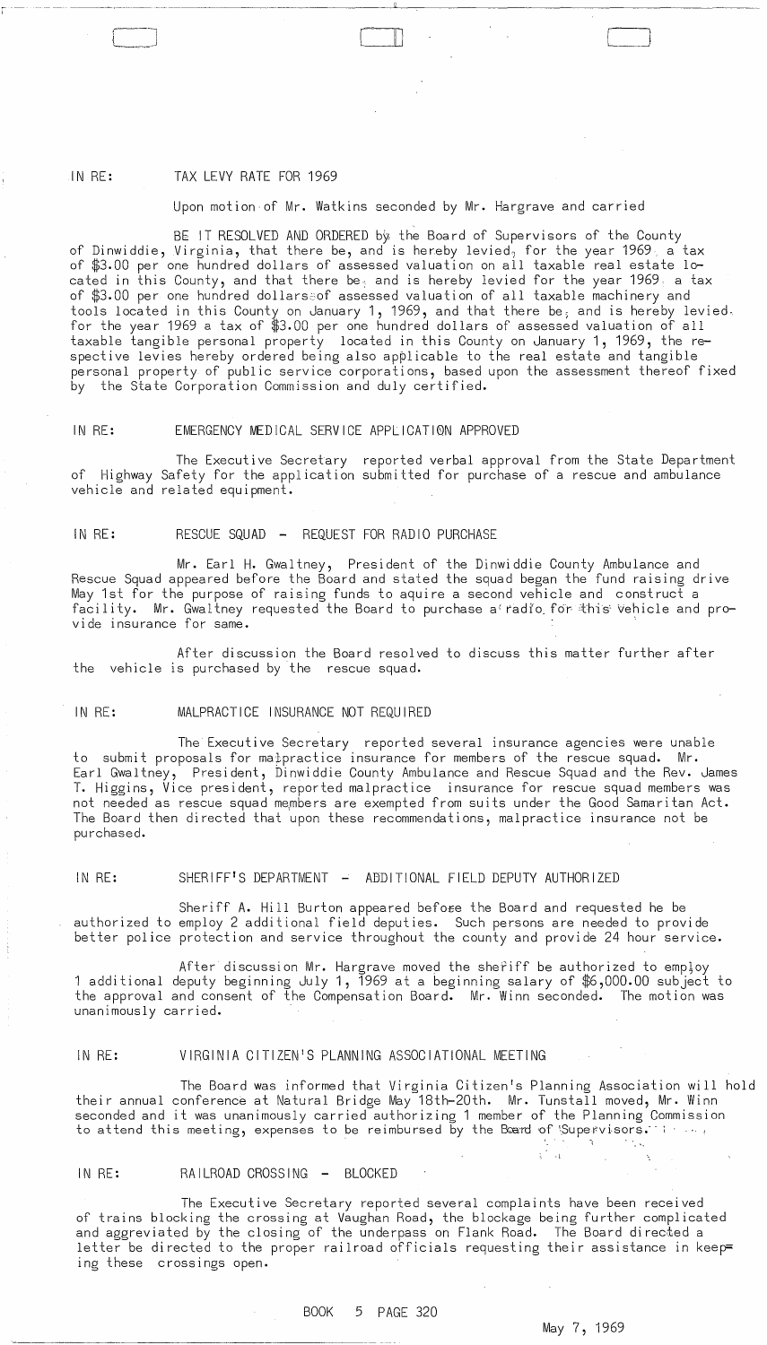IN RE: TAX LEVY RATE FOR 1969

Upon motion of Mr. Watkins seconded by Mr. Hargrave and carried

BE IT RESOLVED AND ORDERED by the Board of Supervisors of the County of Dinwiddie, Virginia, that there be, and is hereby levied, for the year 1969, a tax of $3.00 per one hundred dollars of assessed valuation on all taxable real estate located in this County, and that there be, and is hereby levied for the year 1969 a tax of $3.00 per one hundred dollars of assessed valuation of all taxable machinery and tools located in this County on January 1, 1969, and that there be, and is hereby levied for the year 1969 a tax of $3.00 per one hundred dollars of assessed valuation of all taxable tangible personal property located in this County on January 1, 1969, the respective levies hereby ordered being also applicable to the real estate and tangible personal property of public service corporations, based upon the assessment thereof fixed by the State Corporation Commission and duly certified.

IN RE: EMERGENCY MEDICAL SERVICE APPLICATION APPROVED

The Executive Secretary reported verbal approval from the State Department of Highway Safety for the application submitted for purchase of a rescue and ambulance vehicle and related equipment.

IN RE: RESCUE SQUAD - REQUEST FOR RADIO PURCHASE

Mr. Earl H. Gwaltney, President of the Dinwiddie County Ambulance and Rescue Squad appeared before the Board and stated the squad began the fund raising drive May 1st for the purpose of raising funds to aquire a second vehicle and construct a facility. Mr. Gwaltney requested the Board to purchase a radio for this vehicle and provide insurance for same.

After discussion the Board resolved to discuss this matter further after the vehicle is purchased by the rescue squad.

IN RE: MALPRACTICE INSURANCE NOT REQUIRED

The Executive Secretary reported several insurance agencies were unable to submit proposals for malpractice insurance for members of the rescue squad. Mr. Earl Gwaltney, President, Dinwiddie County Ambulance and Rescue Squad and the Rev. James T. Higgins, Vice president, reported malpractice insurance for rescue squad members was not needed as rescue squad members are exempted from suits under the Good Samaritan Act. The Board then directed that upon these recommendations, malpractice insurance not be purchased.

IN RE: SHERIFF'S DEPARTMENT - ADDITIONAL FIELD DEPUTY AUTHORIZED

Sheriff A. Hill Burton appeared before the Board and requested he be authorized to employ 2 additional field deputies. Such persons are needed to provide better police protection and service throughout the county and provide 24 hour service.

After discussion Mr. Hargrave moved the sheriff be authorized to employ 1 additional deputy beginning July 1, 1969 at a beginning salary of $6,000.00 subject to the approval and consent of the Compensation Board. Mr. Winn seconded. The motion was unanimously carried.

IN RE: VIRGINIA CITIZEN'S PLANNING ASSOCIATIONAL MEETING

The Board was informed that Virginia Citizen's Planning Association will hold their annual conference at Natural Bridge May 18th-20th. Mr. Tunstall moved, Mr. Winn seconded and it was unanimously carried authorizing 1 member of the Planning Commission to attend this meeting, expenses to be reimbursed by the Board of Supervisors.

IN RE: RAILROAD CROSSING - BLOCKED

The Executive Secretary reported several complaints have been received of trains blocking the crossing at Vaughan Road, the blockage being further complicated and aggreviated by the closing of the underpass on Flank Road. The Board directed a letter be directed to the proper railroad officials requesting their assistance in keeping these crossings open.

BOOK 5 PAGE 320

May 7, 1969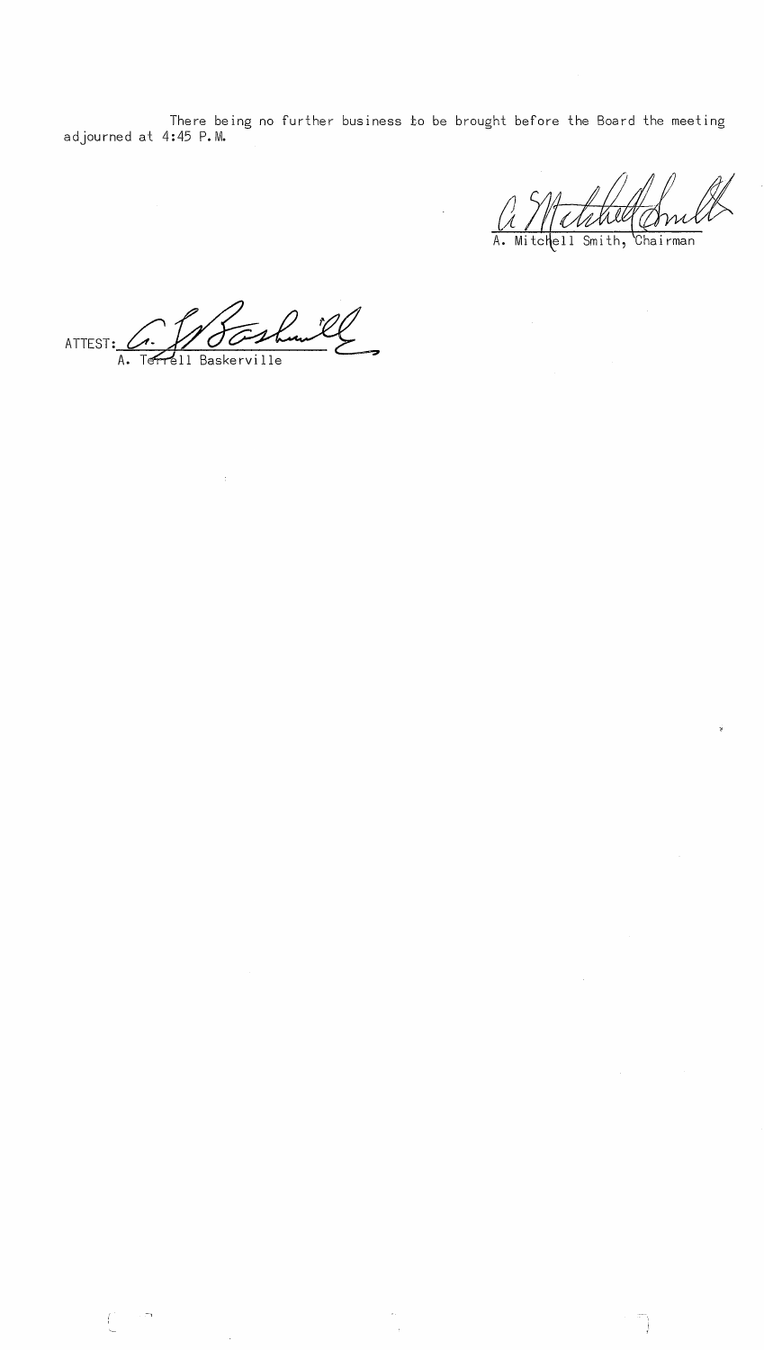There being no further business to be brought before the Board the meeting adjourned at 4:45 P.M.

A. Mitchell Smith, Chairman

ATTEST: A. Terrell Baskerville